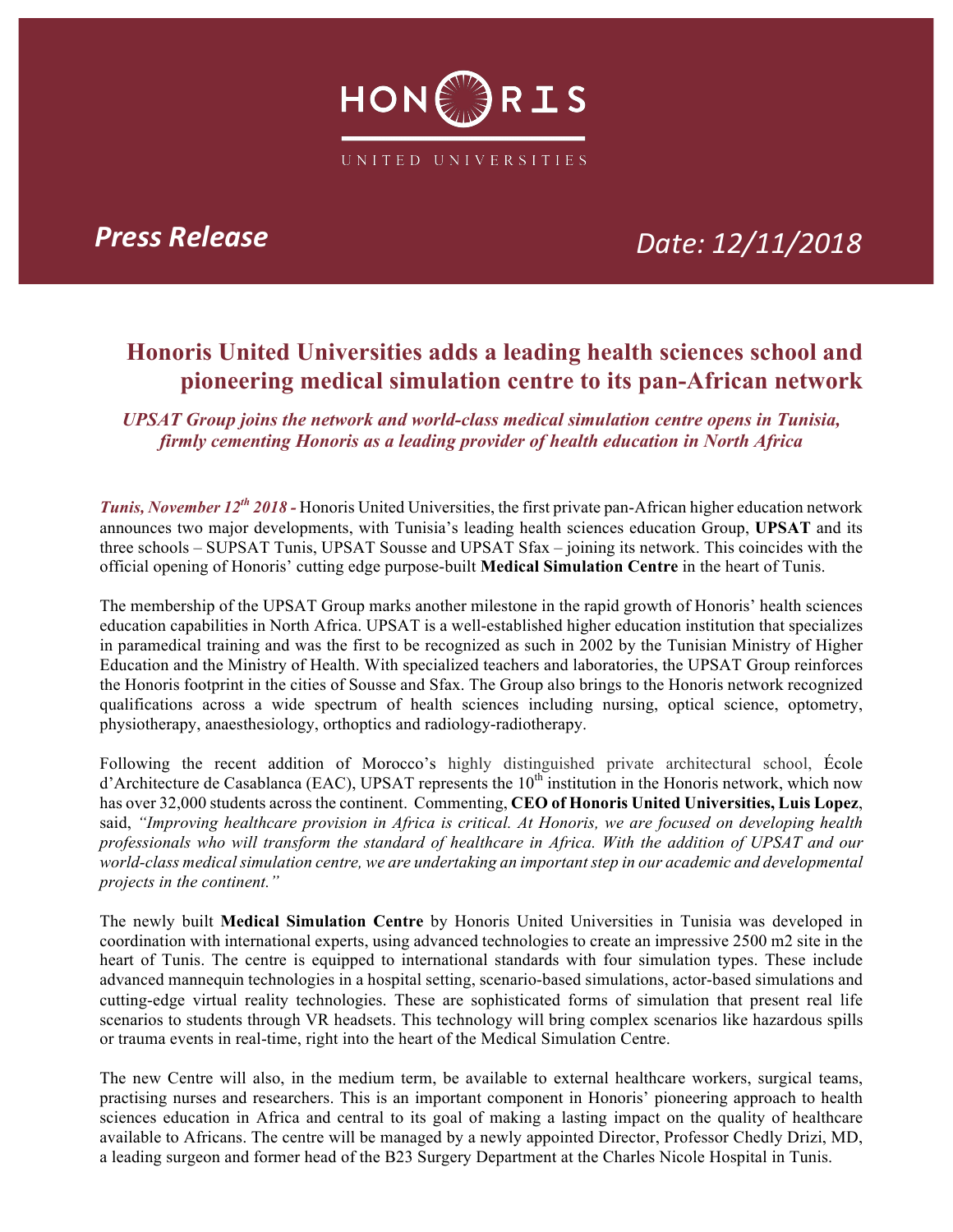HONORIS

UNITED UNIVERSITIES

***Press Release*** *Date: 12/11/2018*

# Honoris United Universities adds a leading health sciences school and pioneering medical simulation centre to its pan-African network

*UPSAT Group joins the network and world-class medical simulation centre opens in Tunisia, firmly cementing Honoris as a leading provider of health education in North Africa*

***Tunis, November 12th 2018 -*** Honoris United Universities, the first private pan-African higher education network announces two major developments, with Tunisia's leading health sciences education Group, **UPSAT** and its three schools – SUPSAT Tunis, UPSAT Sousse and UPSAT Sfax – joining its network. This coincides with the official opening of Honoris' cutting edge purpose-built **Medical Simulation Centre** in the heart of Tunis.

The membership of the UPSAT Group marks another milestone in the rapid growth of Honoris' health sciences education capabilities in North Africa. UPSAT is a well-established higher education institution that specializes in paramedical training and was the first to be recognized as such in 2002 by the Tunisian Ministry of Higher Education and the Ministry of Health. With specialized teachers and laboratories, the UPSAT Group reinforces the Honoris footprint in the cities of Sousse and Sfax. The Group also brings to the Honoris network recognized qualifications across a wide spectrum of health sciences including nursing, optical science, optometry, physiotherapy, anaesthesiology, orthoptics and radiology-radiotherapy.

Following the recent addition of Morocco's highly distinguished private architectural school, École d'Architecture de Casablanca (EAC), UPSAT represents the 10th institution in the Honoris network, which now has over 32,000 students across the continent. Commenting, **CEO of Honoris United Universities, Luis Lopez**, said, *"Improving healthcare provision in Africa is critical. At Honoris, we are focused on developing health professionals who will transform the standard of healthcare in Africa. With the addition of UPSAT and our world-class medical simulation centre, we are undertaking an important step in our academic and developmental projects in the continent."*

The newly built **Medical Simulation Centre** by Honoris United Universities in Tunisia was developed in coordination with international experts, using advanced technologies to create an impressive 2500 m2 site in the heart of Tunis. The centre is equipped to international standards with four simulation types. These include advanced mannequin technologies in a hospital setting, scenario-based simulations, actor-based simulations and cutting-edge virtual reality technologies. These are sophisticated forms of simulation that present real life scenarios to students through VR headsets. This technology will bring complex scenarios like hazardous spills or trauma events in real-time, right into the heart of the Medical Simulation Centre.

The new Centre will also, in the medium term, be available to external healthcare workers, surgical teams, practising nurses and researchers. This is an important component in Honoris' pioneering approach to health sciences education in Africa and central to its goal of making a lasting impact on the quality of healthcare available to Africans. The centre will be managed by a newly appointed Director, Professor Chedly Drizi, MD, a leading surgeon and former head of the B23 Surgery Department at the Charles Nicole Hospital in Tunis.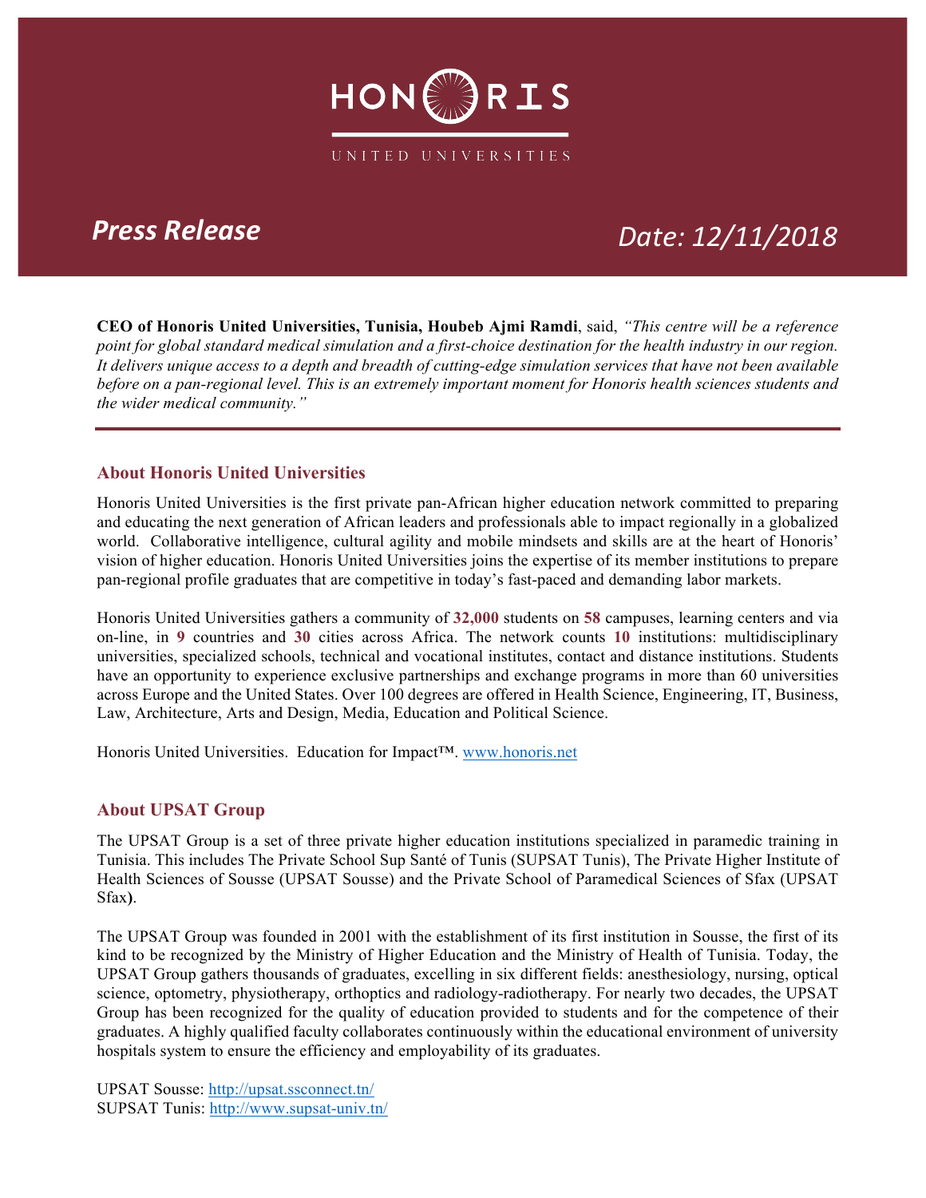# HONORIS

UNITED UNIVERSITIES

***Press Release*** *Date: 12/11/2018*

**CEO of Honoris United Universities, Tunisia, Houbeb Ajmi Ramdi**, said, *"This centre will be a reference point for global standard medical simulation and a first-choice destination for the health industry in our region. It delivers unique access to a depth and breadth of cutting-edge simulation services that have not been available before on a pan-regional level. This is an extremely important moment for Honoris health sciences students and the wider medical community."*

---

## About Honoris United Universities

Honoris United Universities is the first private pan-African higher education network committed to preparing and educating the next generation of African leaders and professionals able to impact regionally in a globalized world. Collaborative intelligence, cultural agility and mobile mindsets and skills are at the heart of Honoris' vision of higher education. Honoris United Universities joins the expertise of its member institutions to prepare pan-regional profile graduates that are competitive in today's fast-paced and demanding labor markets.

Honoris United Universities gathers a community of **32,000** students on **58** campuses, learning centers and via on-line, in **9** countries and **30** cities across Africa. The network counts **10** institutions: multidisciplinary universities, specialized schools, technical and vocational institutes, contact and distance institutions. Students have an opportunity to experience exclusive partnerships and exchange programs in more than 60 universities across Europe and the United States. Over 100 degrees are offered in Health Science, Engineering, IT, Business, Law, Architecture, Arts and Design, Media, Education and Political Science.

Honoris United Universities. Education for Impact™. [www.honoris.net](http://www.honoris.net)

## About UPSAT Group

The UPSAT Group is a set of three private higher education institutions specialized in paramedic training in Tunisia. This includes The Private School Sup Santé of Tunis (SUPSAT Tunis), The Private Higher Institute of Health Sciences of Sousse (UPSAT Sousse) and the Private School of Paramedical Sciences of Sfax (UPSAT Sfax**)**.

The UPSAT Group was founded in 2001 with the establishment of its first institution in Sousse, the first of its kind to be recognized by the Ministry of Higher Education and the Ministry of Health of Tunisia. Today, the UPSAT Group gathers thousands of graduates, excelling in six different fields: anesthesiology, nursing, optical science, optometry, physiotherapy, orthoptics and radiology-radiotherapy. For nearly two decades, the UPSAT Group has been recognized for the quality of education provided to students and for the competence of their graduates. A highly qualified faculty collaborates continuously within the educational environment of university hospitals system to ensure the efficiency and employability of its graduates.

UPSAT Sousse: [http://upsat.ssconnect.tn/](http://upsat.ssconnect.tn/)
SUPSAT Tunis: [http://www.supsat-univ.tn/](http://www.supsat-univ.tn/)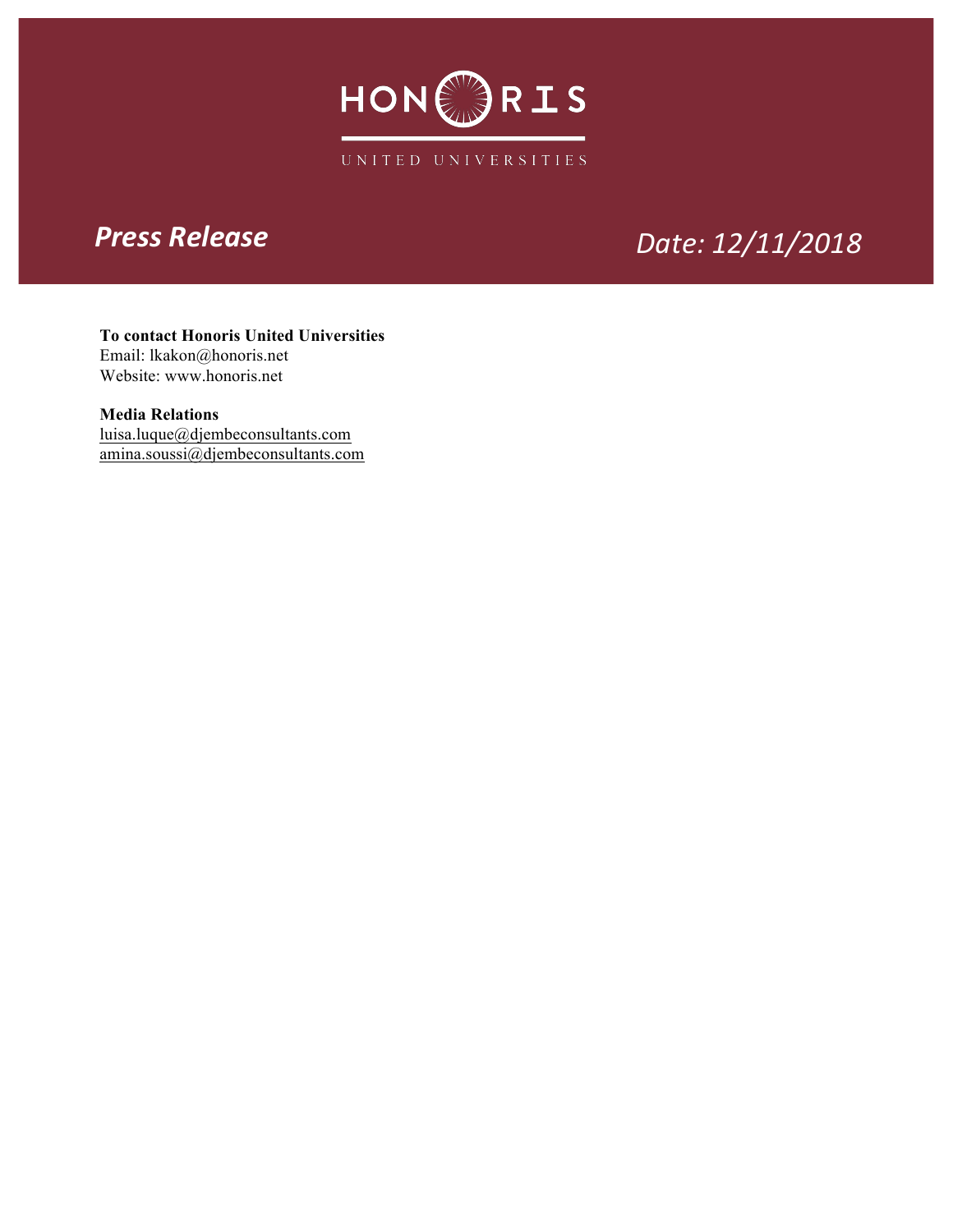HONORIS

UNITED UNIVERSITIES

***Press Release***

*Date: 12/11/2018*

**To contact Honoris United Universities**
Email: lkakon@honoris.net
Website: www.honoris.net

**Media Relations**
luisa.luque@djembeconsultants.com
amina.soussi@djembeconsultants.com